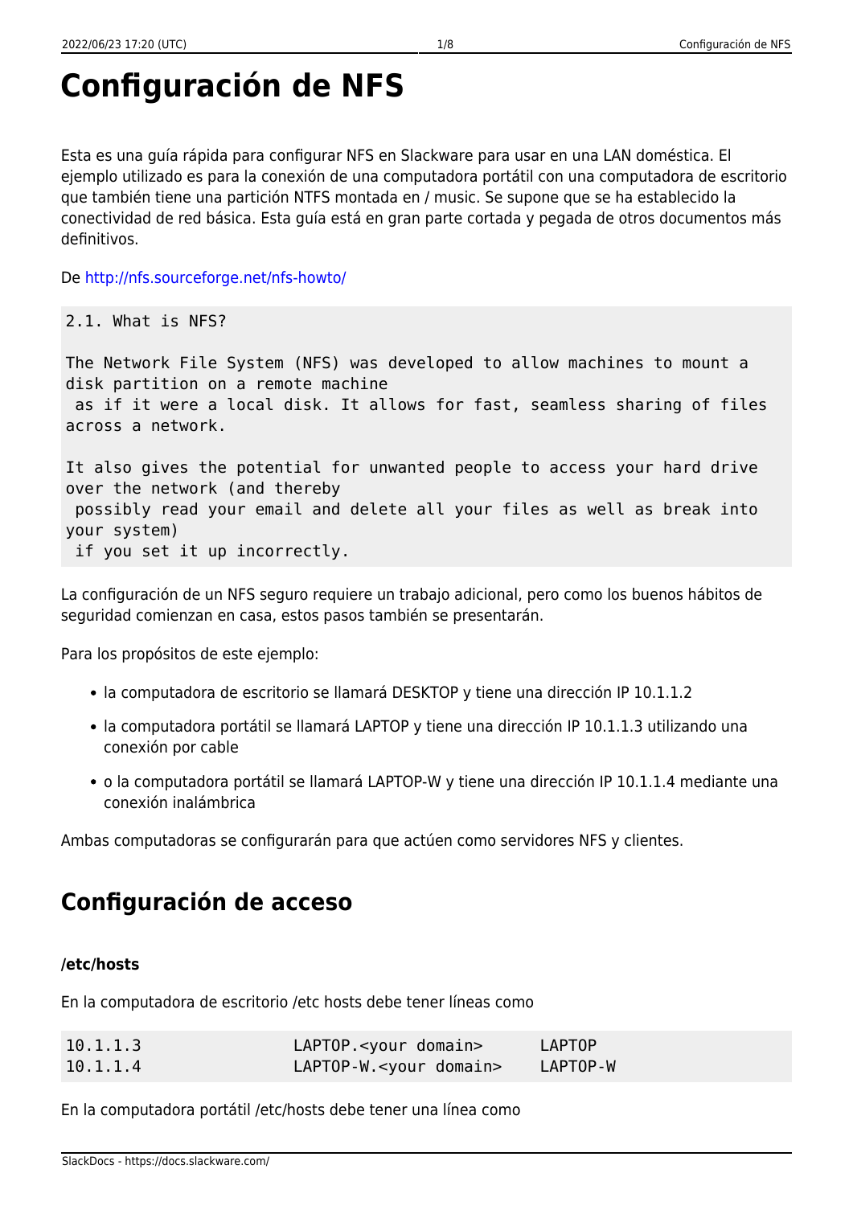# Configuración de NFS

Esta es una guía rápida para configurar NFS en Slackware para usar en una LAN doméstica. El ejemplo utilizado es para la conexión de una computadora portátil con una computadora de escritorio que también tiene una partición NTFS montada en / music. Se supone que se ha establecido la conectividad de red básica. Esta guía está en gran parte cortada y pegada de otros documentos más definitivos.

De http://nfs.sourceforge.net/nfs-howto/

```
2.1. What is NFS?

The Network File System (NFS) was developed to allow machines to mount a
disk partition on a remote machine
 as if it were a local disk. It allows for fast, seamless sharing of files
across a network.

It also gives the potential for unwanted people to access your hard drive
over the network (and thereby
 possibly read your email and delete all your files as well as break into
your system)
 if you set it up incorrectly.
```

La configuración de un NFS seguro requiere un trabajo adicional, pero como los buenos hábitos de seguridad comienzan en casa, estos pasos también se presentarán.

Para los propósitos de este ejemplo:

- la computadora de escritorio se llamará DESKTOP y tiene una dirección IP 10.1.1.2
- la computadora portátil se llamará LAPTOP y tiene una dirección IP 10.1.1.3 utilizando una conexión por cable
- o la computadora portátil se llamará LAPTOP-W y tiene una dirección IP 10.1.1.4 mediante una conexión inalámbrica

Ambas computadoras se configurarán para que actúen como servidores NFS y clientes.

## Configuración de acceso

#### /etc/hosts

En la computadora de escritorio /etc hosts debe tener líneas como

```
10.1.1.3            LAPTOP.<your domain>      LAPTOP
10.1.1.4            LAPTOP-W.<your domain>    LAPTOP-W
```

En la computadora portátil /etc/hosts debe tener una línea como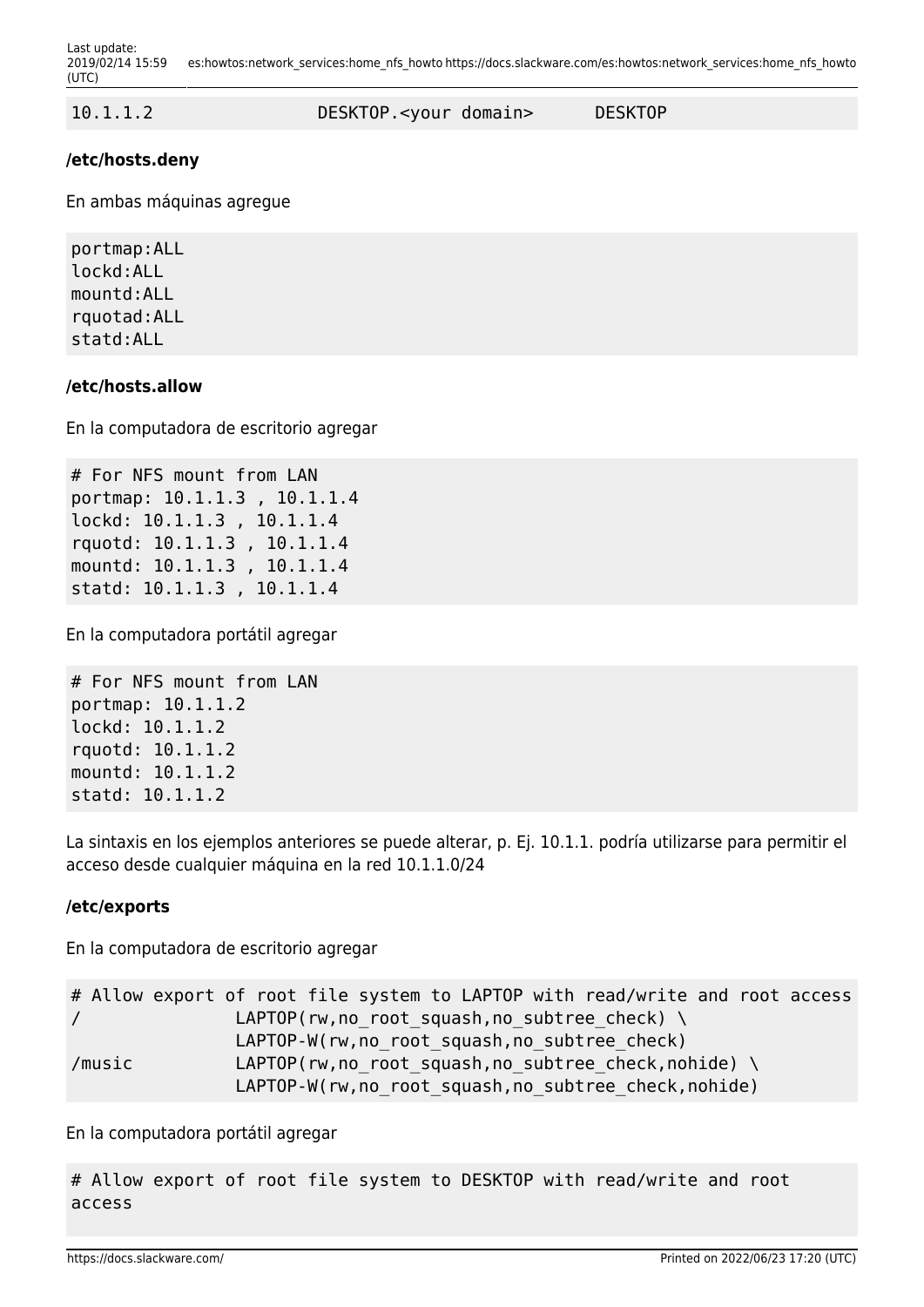```
10.1.1.2               DESKTOP.<your domain>      DESKTOP
```

### /etc/hosts.deny

En ambas máquinas agregue

```
portmap:ALL
lockd:ALL
mountd:ALL
rquotad:ALL
statd:ALL
```

### /etc/hosts.allow

En la computadora de escritorio agregar

```
# For NFS mount from LAN
portmap: 10.1.1.3 , 10.1.1.4
lockd: 10.1.1.3 , 10.1.1.4
rquotd: 10.1.1.3 , 10.1.1.4
mountd: 10.1.1.3 , 10.1.1.4
statd: 10.1.1.3 , 10.1.1.4
```

En la computadora portátil agregar

```
# For NFS mount from LAN
portmap: 10.1.1.2
lockd: 10.1.1.2
rquotd: 10.1.1.2
mountd: 10.1.1.2
statd: 10.1.1.2
```

La sintaxis en los ejemplos anteriores se puede alterar, p. Ej. 10.1.1. podría utilizarse para permitir el acceso desde cualquier máquina en la red 10.1.1.0/24

### /etc/exports

En la computadora de escritorio agregar

```
# Allow export of root file system to LAPTOP with read/write and root access
/               LAPTOP(rw,no_root_squash,no_subtree_check) \
                LAPTOP-W(rw,no_root_squash,no_subtree_check)
/music          LAPTOP(rw,no_root_squash,no_subtree_check,nohide) \
                LAPTOP-W(rw,no_root_squash,no_subtree_check,nohide)
```

En la computadora portátil agregar

```
# Allow export of root file system to DESKTOP with read/write and root
access
```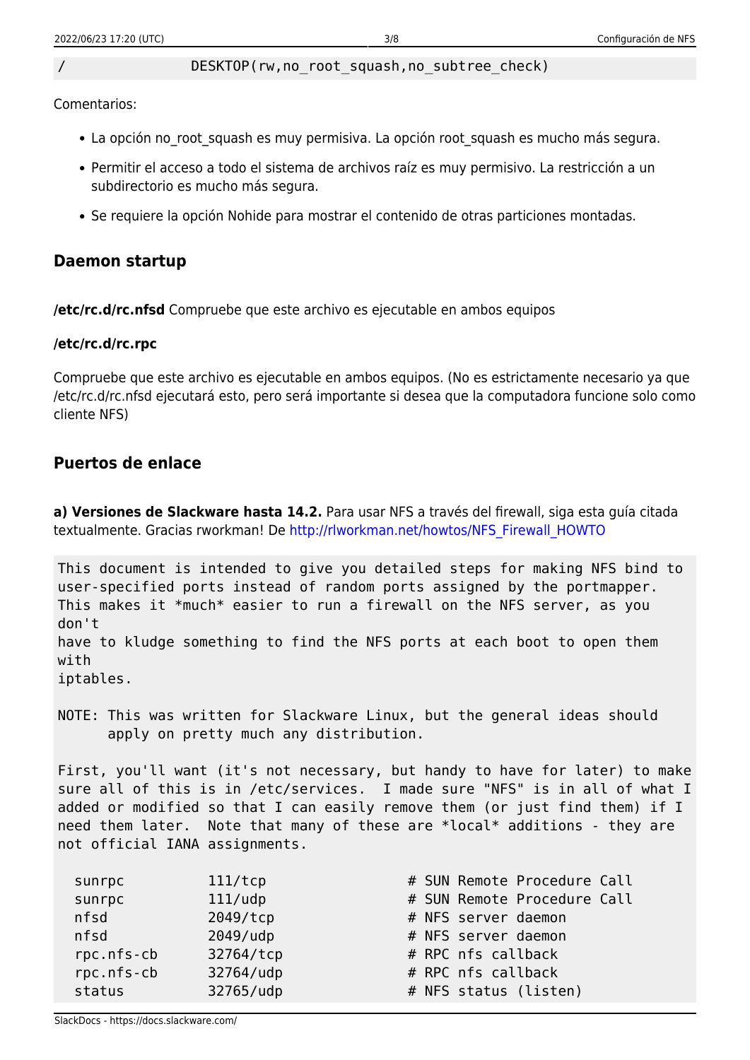```
/               DESKTOP(rw,no_root_squash,no_subtree_check)
```

Comentarios:

- La opción no_root_squash es muy permisiva. La opción root_squash es mucho más segura.
- Permitir el acceso a todo el sistema de archivos raíz es muy permisivo. La restricción a un subdirectorio es mucho más segura.
- Se requiere la opción Nohide para mostrar el contenido de otras particiones montadas.

## Daemon startup

***/etc/rc.d/rc.nfsd*** Compruebe que este archivo es ejecutable en ambos equipos

### /etc/rc.d/rc.rpc

Compruebe que este archivo es ejecutable en ambos equipos. (No es estrictamente necesario ya que /etc/rc.d/rc.nfsd ejecutará esto, pero será importante si desea que la computadora funcione solo como cliente NFS)

## Puertos de enlace

**a) Versiones de Slackware hasta 14.2.** Para usar NFS a través del firewall, siga esta guía citada textualmente. Gracias rworkman! De http://rlworkman.net/howtos/NFS_Firewall_HOWTO

```
This document is intended to give you detailed steps for making NFS bind to
user-specified ports instead of random ports assigned by the portmapper.
This makes it *much* easier to run a firewall on the NFS server, as you
don't
have to kludge something to find the NFS ports at each boot to open them
with
iptables.

NOTE: This was written for Slackware Linux, but the general ideas should
      apply on pretty much any distribution.

First, you'll want (it's not necessary, but handy to have for later) to make
sure all of this is in /etc/services.  I made sure "NFS" is in all of what I
added or modified so that I can easily remove them (or just find them) if I
need them later.  Note that many of these are *local* additions - they are
not official IANA assignments.

  sunrpc          111/tcp                 # SUN Remote Procedure Call
  sunrpc          111/udp                 # SUN Remote Procedure Call
  nfsd            2049/tcp                # NFS server daemon
  nfsd            2049/udp                # NFS server daemon
  rpc.nfs-cb      32764/tcp               # RPC nfs callback
  rpc.nfs-cb      32764/udp               # RPC nfs callback
  status          32765/udp               # NFS status (listen)
```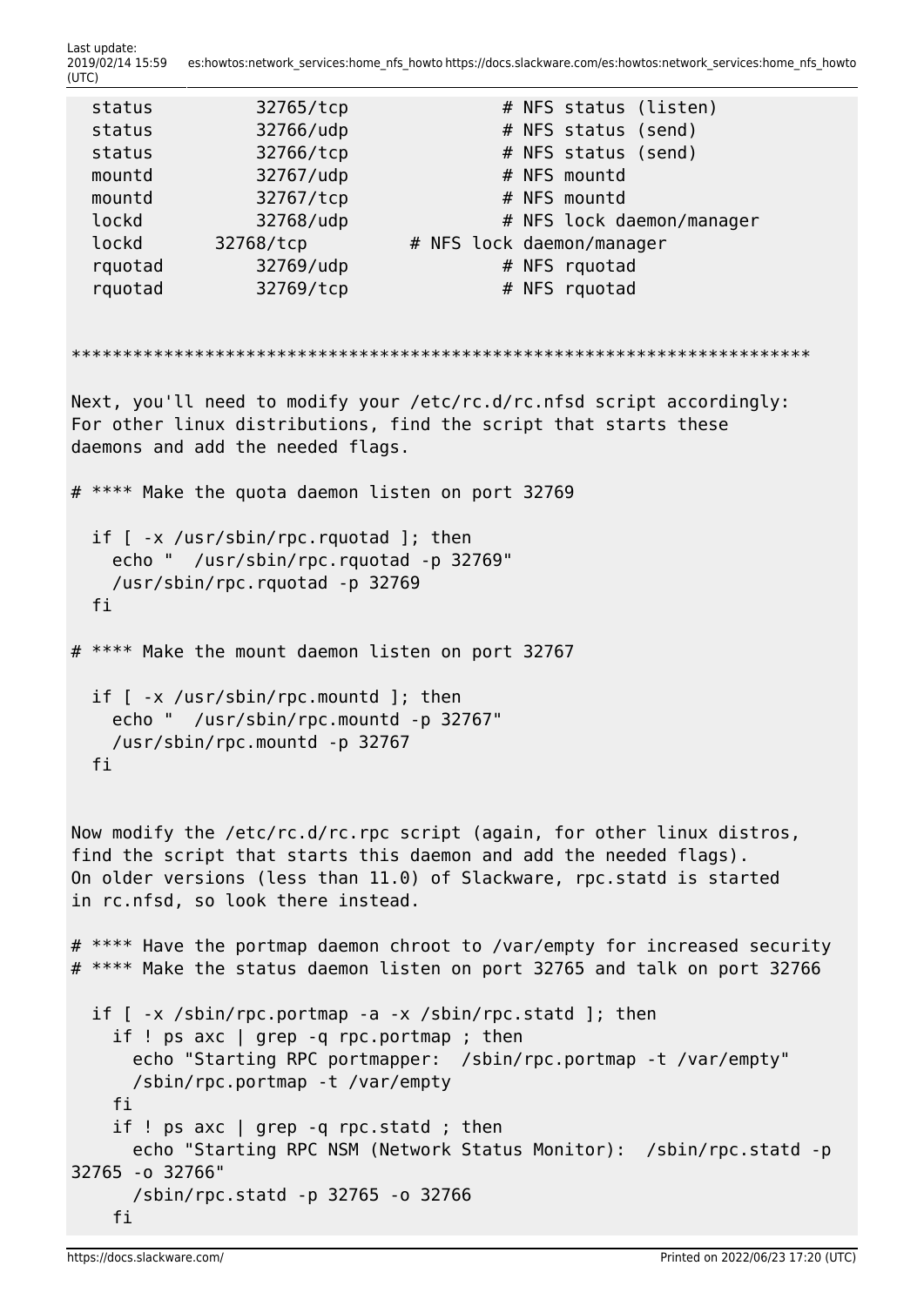```
  status          32765/tcp               # NFS status (listen)
  status          32766/udp               # NFS status (send)
  status          32766/tcp               # NFS status (send)
  mountd          32767/udp               # NFS mountd
  mountd          32767/tcp               # NFS mountd
  lockd           32768/udp               # NFS lock daemon/manager
  lockd       32768/tcp           # NFS lock daemon/manager
  rquotad         32769/udp               # NFS rquotad
  rquotad         32769/tcp               # NFS rquotad


**********************************************************************

Next, you'll need to modify your /etc/rc.d/rc.nfsd script accordingly:
For other linux distributions, find the script that starts these
daemons and add the needed flags.

# **** Make the quota daemon listen on port 32769

  if [ -x /usr/sbin/rpc.rquotad ]; then
    echo "  /usr/sbin/rpc.rquotad -p 32769"
    /usr/sbin/rpc.rquotad -p 32769
  fi

# **** Make the mount daemon listen on port 32767

  if [ -x /usr/sbin/rpc.mountd ]; then
    echo "  /usr/sbin/rpc.mountd -p 32767"
    /usr/sbin/rpc.mountd -p 32767
  fi


Now modify the /etc/rc.d/rc.rpc script (again, for other linux distros,
find the script that starts this daemon and add the needed flags).
On older versions (less than 11.0) of Slackware, rpc.statd is started
in rc.nfsd, so look there instead.

# **** Have the portmap daemon chroot to /var/empty for increased security
# **** Make the status daemon listen on port 32765 and talk on port 32766

  if [ -x /sbin/rpc.portmap -a -x /sbin/rpc.statd ]; then
    if ! ps axc | grep -q rpc.portmap ; then
      echo "Starting RPC portmapper:  /sbin/rpc.portmap -t /var/empty"
      /sbin/rpc.portmap -t /var/empty
    fi
    if ! ps axc | grep -q rpc.statd ; then
      echo "Starting RPC NSM (Network Status Monitor):  /sbin/rpc.statd -p
32765 -o 32766"
      /sbin/rpc.statd -p 32765 -o 32766
    fi
```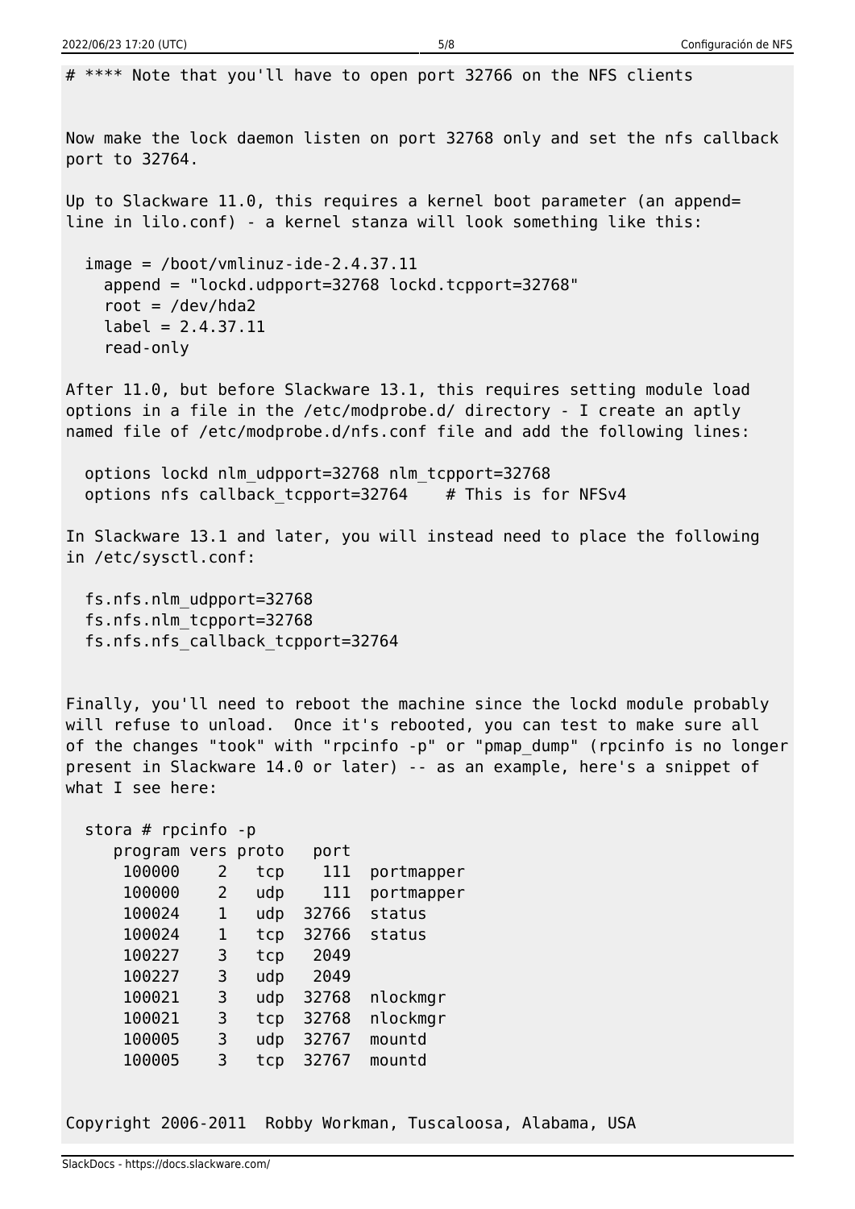```
# **** Note that you'll have to open port 32766 on the NFS clients


Now make the lock daemon listen on port 32768 only and set the nfs callback
port to 32764.

Up to Slackware 11.0, this requires a kernel boot parameter (an append=
line in lilo.conf) - a kernel stanza will look something like this:

  image = /boot/vmlinuz-ide-2.4.37.11
    append = "lockd.udpport=32768 lockd.tcpport=32768"
    root = /dev/hda2
    label = 2.4.37.11
    read-only

After 11.0, but before Slackware 13.1, this requires setting module load
options in a file in the /etc/modprobe.d/ directory - I create an aptly
named file of /etc/modprobe.d/nfs.conf file and add the following lines:

  options lockd nlm_udpport=32768 nlm_tcpport=32768
  options nfs callback_tcpport=32764    # This is for NFSv4

In Slackware 13.1 and later, you will instead need to place the following
in /etc/sysctl.conf:

  fs.nfs.nlm_udpport=32768
  fs.nfs.nlm_tcpport=32768
  fs.nfs.nfs_callback_tcpport=32764


Finally, you'll need to reboot the machine since the lockd module probably
will refuse to unload.  Once it's rebooted, you can test to make sure all
of the changes "took" with "rpcinfo -p" or "pmap_dump" (rpcinfo is no longer
present in Slackware 14.0 or later) -- as an example, here's a snippet of
what I see here:

  stora # rpcinfo -p
     program vers proto   port
      100000    2   tcp    111  portmapper
      100000    2   udp    111  portmapper
      100024    1   udp  32766  status
      100024    1   tcp  32766  status
      100227    3   tcp   2049
      100227    3   udp   2049
      100021    3   udp  32768  nlockmgr
      100021    3   tcp  32768  nlockmgr
      100005    3   udp  32767  mountd
      100005    3   tcp  32767  mountd


Copyright 2006-2011  Robby Workman, Tuscaloosa, Alabama, USA
```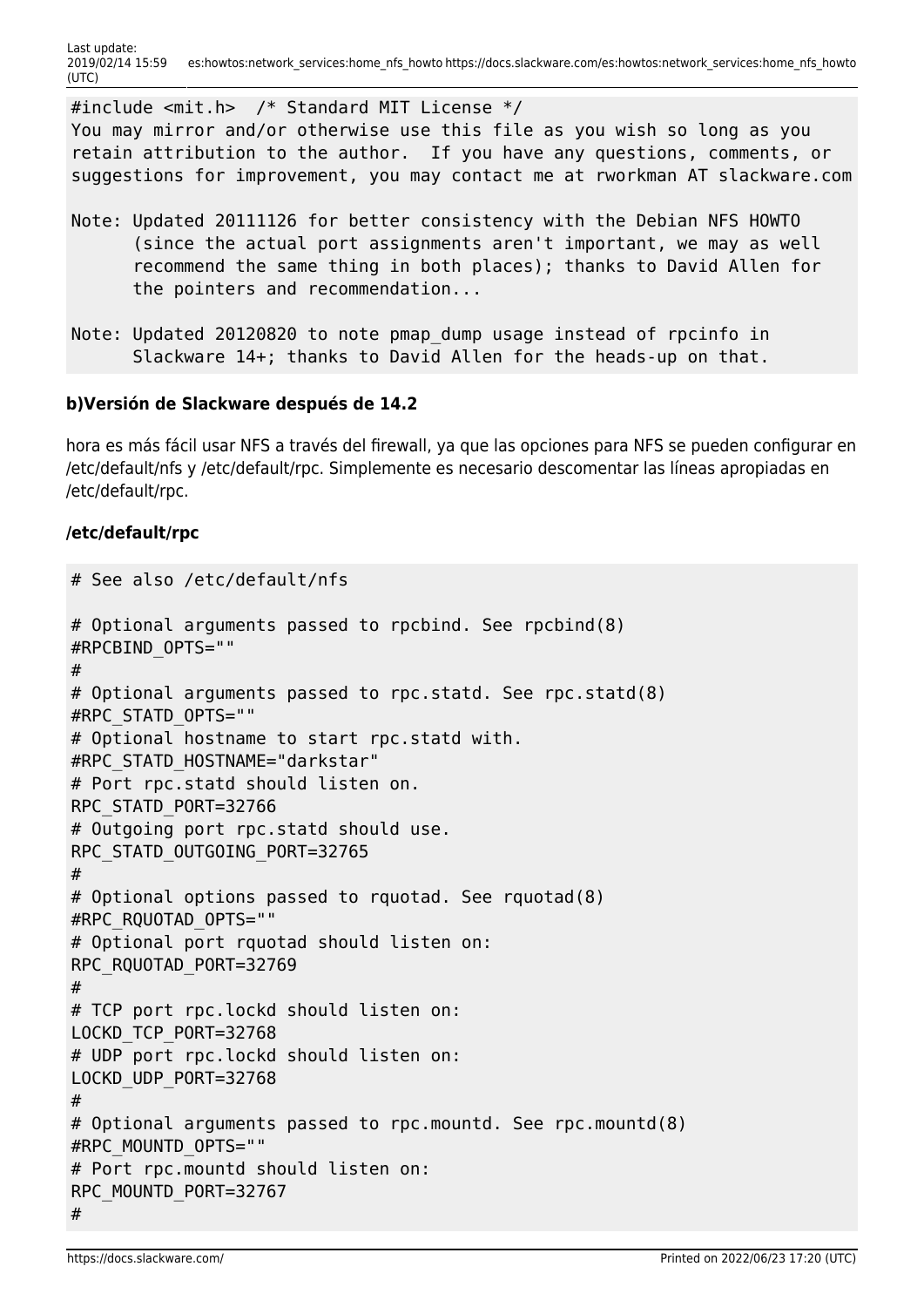```
#include <mit.h>  /* Standard MIT License */
You may mirror and/or otherwise use this file as you wish so long as you
retain attribution to the author.  If you have any questions, comments, or
suggestions for improvement, you may contact me at rworkman AT slackware.com

Note: Updated 20111126 for better consistency with the Debian NFS HOWTO
      (since the actual port assignments aren't important, we may as well
      recommend the same thing in both places); thanks to David Allen for
      the pointers and recommendation...

Note: Updated 20120820 to note pmap_dump usage instead of rpcinfo in
      Slackware 14+; thanks to David Allen for the heads-up on that.
```

#### b)Versión de Slackware después de 14.2

hora es más fácil usar NFS a través del firewall, ya que las opciones para NFS se pueden configurar en /etc/default/nfs y /etc/default/rpc. Simplemente es necesario descomentar las líneas apropiadas en /etc/default/rpc.

#### /etc/default/rpc

```
# See also /etc/default/nfs

# Optional arguments passed to rpcbind. See rpcbind(8)
#RPCBIND_OPTS=""
#
# Optional arguments passed to rpc.statd. See rpc.statd(8)
#RPC_STATD_OPTS=""
# Optional hostname to start rpc.statd with.
#RPC_STATD_HOSTNAME="darkstar"
# Port rpc.statd should listen on.
RPC_STATD_PORT=32766
# Outgoing port rpc.statd should use.
RPC_STATD_OUTGOING_PORT=32765
#
# Optional options passed to rquotad. See rquotad(8)
#RPC_RQUOTAD_OPTS=""
# Optional port rquotad should listen on:
RPC_RQUOTAD_PORT=32769
#
# TCP port rpc.lockd should listen on:
LOCKD_TCP_PORT=32768
# UDP port rpc.lockd should listen on:
LOCKD_UDP_PORT=32768
#
# Optional arguments passed to rpc.mountd. See rpc.mountd(8)
#RPC_MOUNTD_OPTS=""
# Port rpc.mountd should listen on:
RPC_MOUNTD_PORT=32767
#
```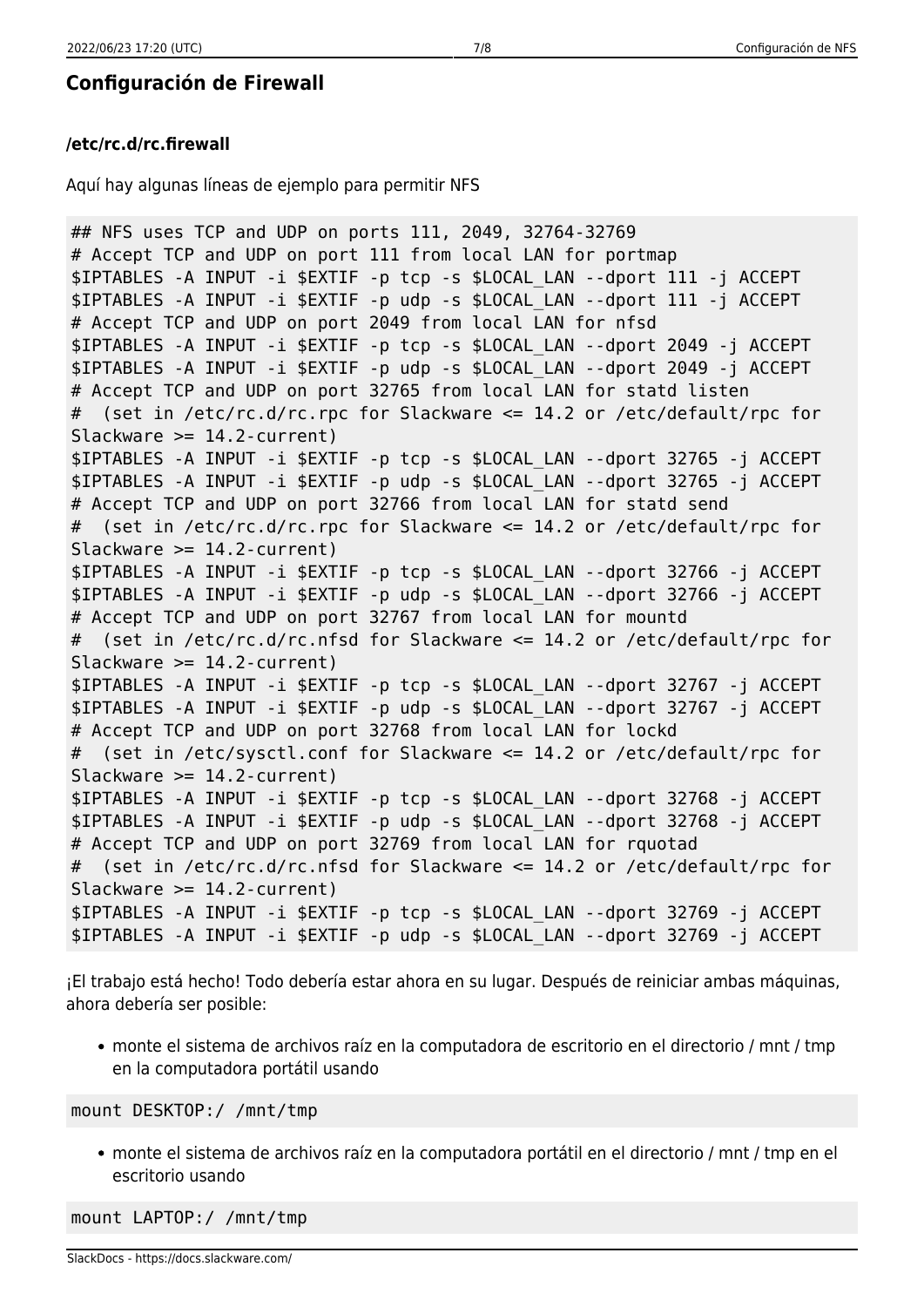## Configuración de Firewall

### /etc/rc.d/rc.firewall

Aquí hay algunas líneas de ejemplo para permitir NFS

```
## NFS uses TCP and UDP on ports 111, 2049, 32764-32769
# Accept TCP and UDP on port 111 from local LAN for portmap
$IPTABLES -A INPUT -i $EXTIF -p tcp -s $LOCAL_LAN --dport 111 -j ACCEPT
$IPTABLES -A INPUT -i $EXTIF -p udp -s $LOCAL_LAN --dport 111 -j ACCEPT
# Accept TCP and UDP on port 2049 from local LAN for nfsd
$IPTABLES -A INPUT -i $EXTIF -p tcp -s $LOCAL_LAN --dport 2049 -j ACCEPT
$IPTABLES -A INPUT -i $EXTIF -p udp -s $LOCAL_LAN --dport 2049 -j ACCEPT
# Accept TCP and UDP on port 32765 from local LAN for statd listen
#  (set in /etc/rc.d/rc.rpc for Slackware <= 14.2 or /etc/default/rpc for
Slackware >= 14.2-current)
$IPTABLES -A INPUT -i $EXTIF -p tcp -s $LOCAL_LAN --dport 32765 -j ACCEPT
$IPTABLES -A INPUT -i $EXTIF -p udp -s $LOCAL_LAN --dport 32765 -j ACCEPT
# Accept TCP and UDP on port 32766 from local LAN for statd send
#  (set in /etc/rc.d/rc.rpc for Slackware <= 14.2 or /etc/default/rpc for
Slackware >= 14.2-current)
$IPTABLES -A INPUT -i $EXTIF -p tcp -s $LOCAL_LAN --dport 32766 -j ACCEPT
$IPTABLES -A INPUT -i $EXTIF -p udp -s $LOCAL_LAN --dport 32766 -j ACCEPT
# Accept TCP and UDP on port 32767 from local LAN for mountd
#  (set in /etc/rc.d/rc.nfsd for Slackware <= 14.2 or /etc/default/rpc for
Slackware >= 14.2-current)
$IPTABLES -A INPUT -i $EXTIF -p tcp -s $LOCAL_LAN --dport 32767 -j ACCEPT
$IPTABLES -A INPUT -i $EXTIF -p udp -s $LOCAL_LAN --dport 32767 -j ACCEPT
# Accept TCP and UDP on port 32768 from local LAN for lockd
#  (set in /etc/sysctl.conf for Slackware <= 14.2 or /etc/default/rpc for
Slackware >= 14.2-current)
$IPTABLES -A INPUT -i $EXTIF -p tcp -s $LOCAL_LAN --dport 32768 -j ACCEPT
$IPTABLES -A INPUT -i $EXTIF -p udp -s $LOCAL_LAN --dport 32768 -j ACCEPT
# Accept TCP and UDP on port 32769 from local LAN for rquotad
#  (set in /etc/rc.d/rc.nfsd for Slackware <= 14.2 or /etc/default/rpc for
Slackware >= 14.2-current)
$IPTABLES -A INPUT -i $EXTIF -p tcp -s $LOCAL_LAN --dport 32769 -j ACCEPT
$IPTABLES -A INPUT -i $EXTIF -p udp -s $LOCAL_LAN --dport 32769 -j ACCEPT
```

¡El trabajo está hecho! Todo debería estar ahora en su lugar. Después de reiniciar ambas máquinas, ahora debería ser posible:

- monte el sistema de archivos raíz en la computadora de escritorio en el directorio / mnt / tmp en la computadora portátil usando

```
mount DESKTOP:/ /mnt/tmp
```

- monte el sistema de archivos raíz en la computadora portátil en el directorio / mnt / tmp en el escritorio usando

```
mount LAPTOP:/ /mnt/tmp
```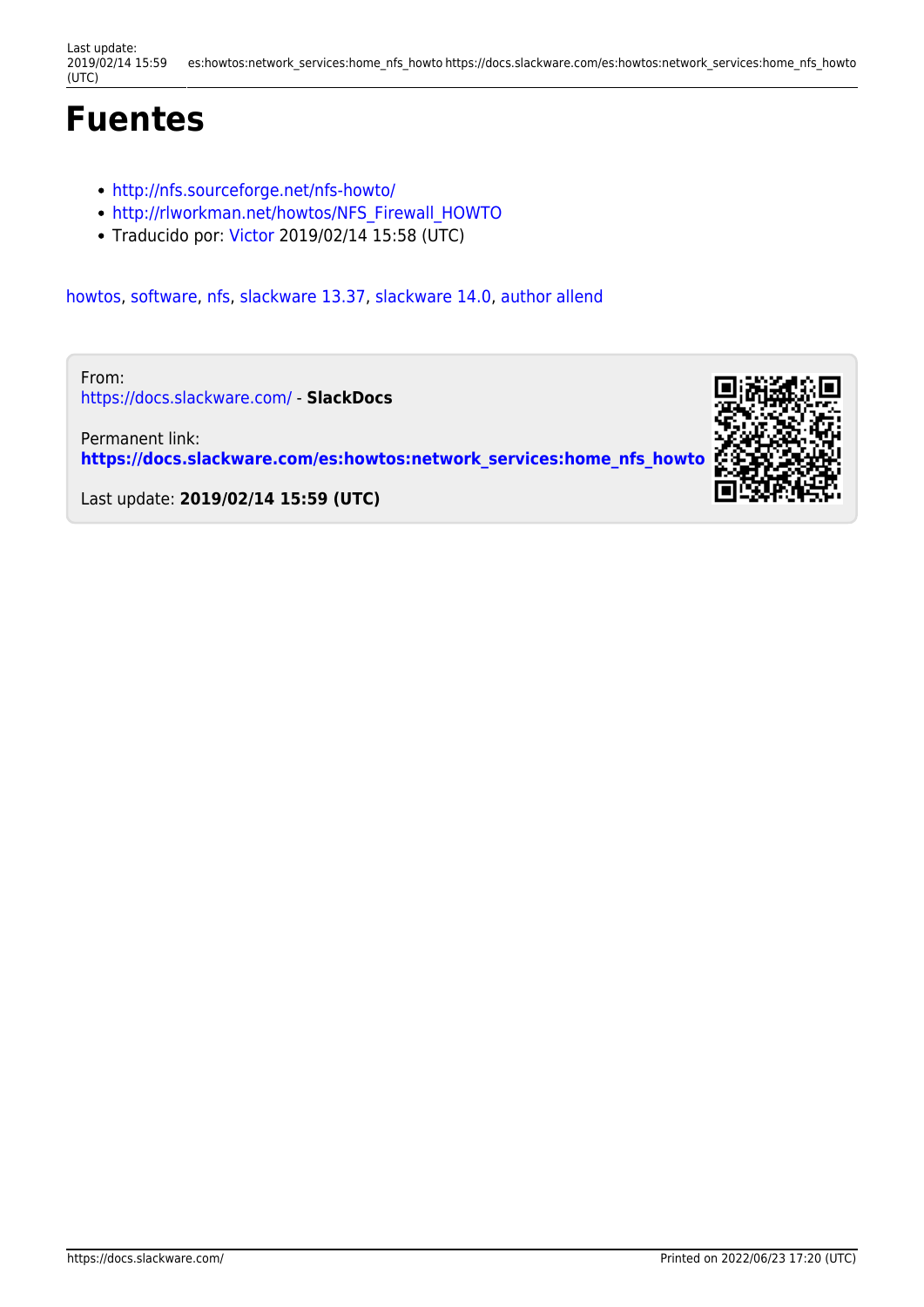# Fuentes

- http://nfs.sourceforge.net/nfs-howto/
- http://rlworkman.net/howtos/NFS_Firewall_HOWTO
- Traducido por: Victor 2019/02/14 15:58 (UTC)

howtos, software, nfs, slackware 13.37, slackware 14.0, author allend

From:
https://docs.slackware.com/ - **SlackDocs**

Permanent link:
**https://docs.slackware.com/es:howtos:network_services:home_nfs_howto**

Last update: **2019/02/14 15:59 (UTC)**